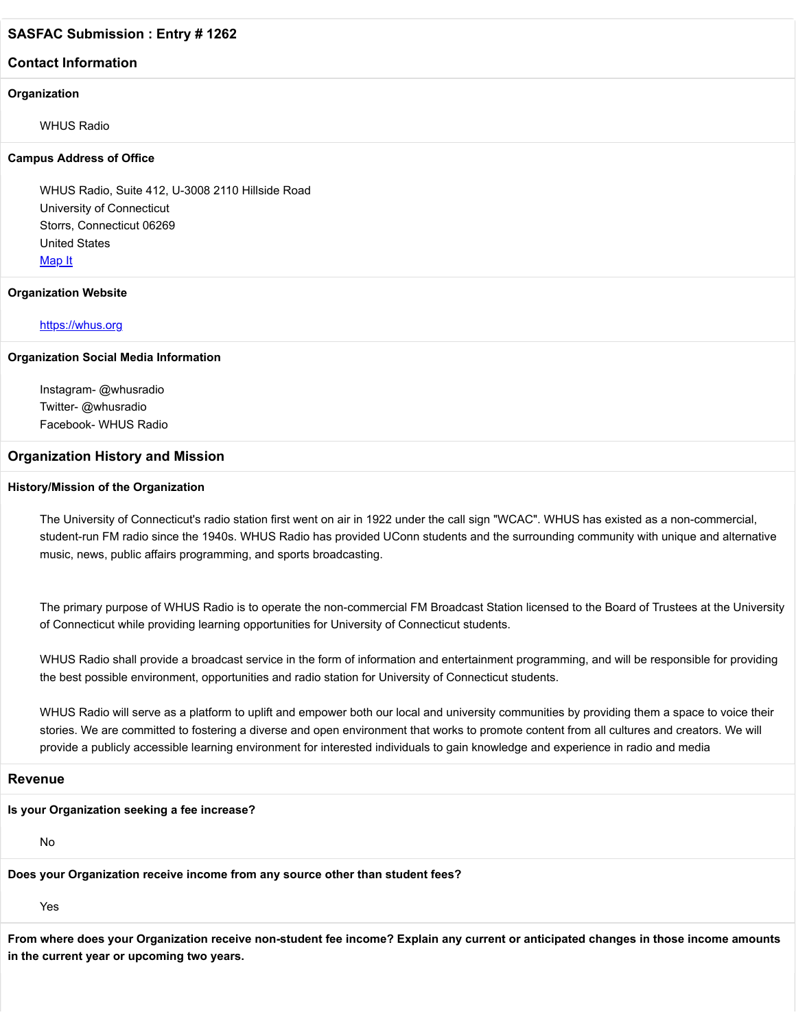## SASFAC Submission : Entry # 1262

## Contact Information

### Organization

WHUS Radio

### Campus Address of Office

WHUS Radio, Suite 412, U-3008 2110 Hillside Road
University of Connecticut
Storrs, Connecticut 06269
United States
Map It

### Organization Website

https://whus.org

### Organization Social Media Information

Instagram- @whusradio
Twitter- @whusradio
Facebook- WHUS Radio

## Organization History and Mission

### History/Mission of the Organization

The University of Connecticut's radio station first went on air in 1922 under the call sign "WCAC". WHUS has existed as a non-commercial, student-run FM radio since the 1940s. WHUS Radio has provided UConn students and the surrounding community with unique and alternative music, news, public affairs programming, and sports broadcasting.

The primary purpose of WHUS Radio is to operate the non-commercial FM Broadcast Station licensed to the Board of Trustees at the University of Connecticut while providing learning opportunities for University of Connecticut students.

WHUS Radio shall provide a broadcast service in the form of information and entertainment programming, and will be responsible for providing the best possible environment, opportunities and radio station for University of Connecticut students.

WHUS Radio will serve as a platform to uplift and empower both our local and university communities by providing them a space to voice their stories. We are committed to fostering a diverse and open environment that works to promote content from all cultures and creators. We will provide a publicly accessible learning environment for interested individuals to gain knowledge and experience in radio and media

## Revenue

### Is your Organization seeking a fee increase?

No

### Does your Organization receive income from any source other than student fees?

Yes

### From where does your Organization receive non-student fee income? Explain any current or anticipated changes in those income amounts in the current year or upcoming two years.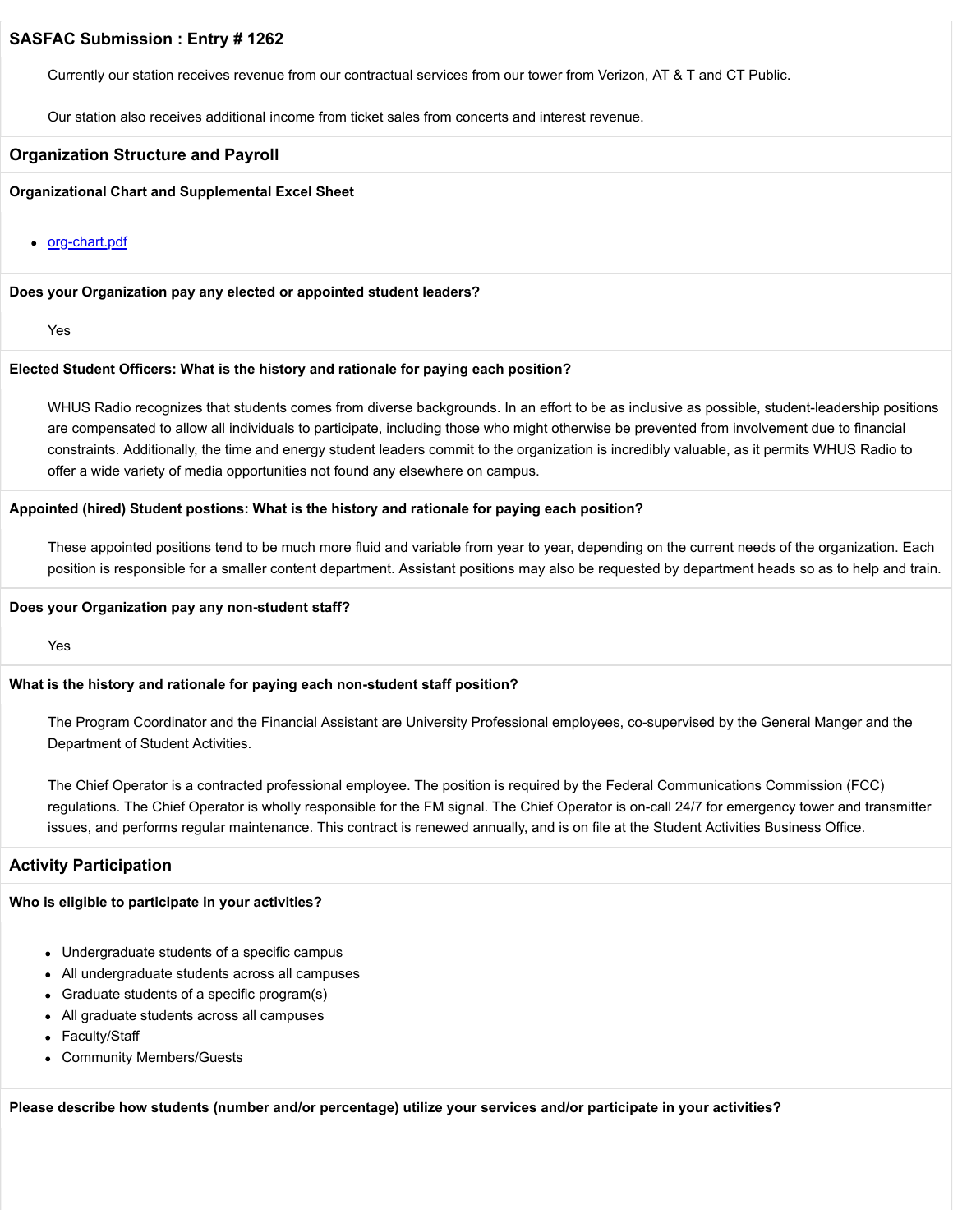### SASFAC Submission : Entry # 1262

Currently our station receives revenue from our contractual services from our tower from Verizon, AT & T and CT Public.

Our station also receives additional income from ticket sales from concerts and interest revenue.

## Organization Structure and Payroll

**Organizational Chart and Supplemental Excel Sheet**

- org-chart.pdf

**Does your Organization pay any elected or appointed student leaders?**

Yes

**Elected Student Officers: What is the history and rationale for paying each position?**

WHUS Radio recognizes that students comes from diverse backgrounds. In an effort to be as inclusive as possible, student-leadership positions are compensated to allow all individuals to participate, including those who might otherwise be prevented from involvement due to financial constraints. Additionally, the time and energy student leaders commit to the organization is incredibly valuable, as it permits WHUS Radio to offer a wide variety of media opportunities not found any elsewhere on campus.

**Appointed (hired) Student postions: What is the history and rationale for paying each position?**

These appointed positions tend to be much more fluid and variable from year to year, depending on the current needs of the organization. Each position is responsible for a smaller content department. Assistant positions may also be requested by department heads so as to help and train.

**Does your Organization pay any non-student staff?**

Yes

**What is the history and rationale for paying each non-student staff position?**

The Program Coordinator and the Financial Assistant are University Professional employees, co-supervised by the General Manger and the Department of Student Activities.

The Chief Operator is a contracted professional employee. The position is required by the Federal Communications Commission (FCC) regulations. The Chief Operator is wholly responsible for the FM signal. The Chief Operator is on-call 24/7 for emergency tower and transmitter issues, and performs regular maintenance. This contract is renewed annually, and is on file at the Student Activities Business Office.

## Activity Participation

**Who is eligible to participate in your activities?**

- Undergraduate students of a specific campus
- All undergraduate students across all campuses
- Graduate students of a specific program(s)
- All graduate students across all campuses
- Faculty/Staff
- Community Members/Guests

**Please describe how students (number and/or percentage) utilize your services and/or participate in your activities?**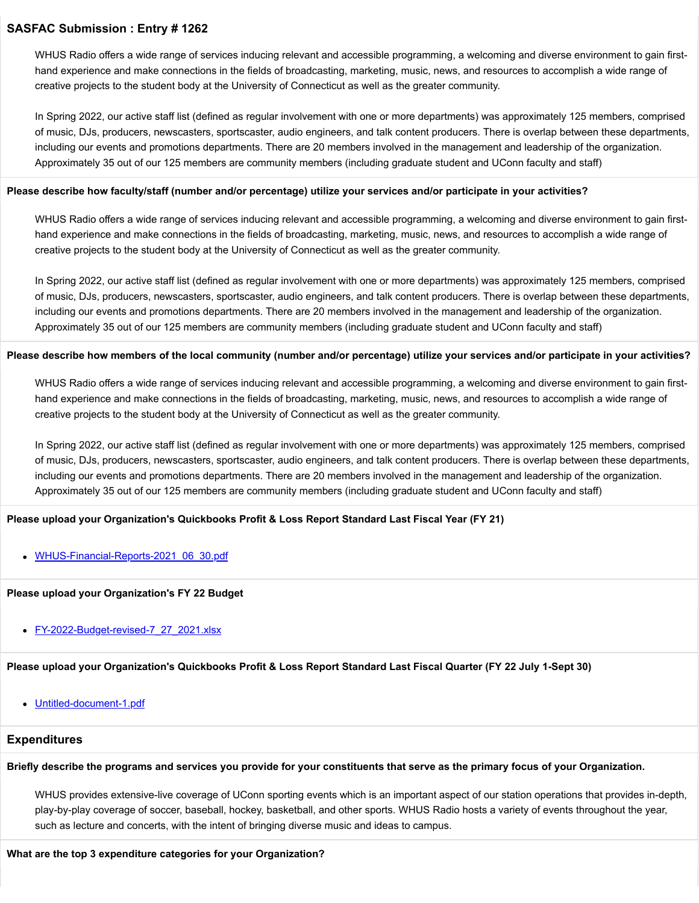## SASFAC Submission : Entry # 1262

WHUS Radio offers a wide range of services inducing relevant and accessible programming, a welcoming and diverse environment to gain first-hand experience and make connections in the fields of broadcasting, marketing, music, news, and resources to accomplish a wide range of creative projects to the student body at the University of Connecticut as well as the greater community.

In Spring 2022, our active staff list (defined as regular involvement with one or more departments) was approximately 125 members, comprised of music, DJs, producers, newscasters, sportscaster, audio engineers, and talk content producers. There is overlap between these departments, including our events and promotions departments. There are 20 members involved in the management and leadership of the organization. Approximately 35 out of our 125 members are community members (including graduate student and UConn faculty and staff)

**Please describe how faculty/staff (number and/or percentage) utilize your services and/or participate in your activities?**

WHUS Radio offers a wide range of services inducing relevant and accessible programming, a welcoming and diverse environment to gain first-hand experience and make connections in the fields of broadcasting, marketing, music, news, and resources to accomplish a wide range of creative projects to the student body at the University of Connecticut as well as the greater community.

In Spring 2022, our active staff list (defined as regular involvement with one or more departments) was approximately 125 members, comprised of music, DJs, producers, newscasters, sportscaster, audio engineers, and talk content producers. There is overlap between these departments, including our events and promotions departments. There are 20 members involved in the management and leadership of the organization. Approximately 35 out of our 125 members are community members (including graduate student and UConn faculty and staff)

**Please describe how members of the local community (number and/or percentage) utilize your services and/or participate in your activities?**

WHUS Radio offers a wide range of services inducing relevant and accessible programming, a welcoming and diverse environment to gain first-hand experience and make connections in the fields of broadcasting, marketing, music, news, and resources to accomplish a wide range of creative projects to the student body at the University of Connecticut as well as the greater community.

In Spring 2022, our active staff list (defined as regular involvement with one or more departments) was approximately 125 members, comprised of music, DJs, producers, newscasters, sportscaster, audio engineers, and talk content producers. There is overlap between these departments, including our events and promotions departments. There are 20 members involved in the management and leadership of the organization. Approximately 35 out of our 125 members are community members (including graduate student and UConn faculty and staff)

**Please upload your Organization's Quickbooks Profit & Loss Report Standard Last Fiscal Year (FY 21)**

- WHUS-Financial-Reports-2021_06_30.pdf

**Please upload your Organization's FY 22 Budget**

- FY-2022-Budget-revised-7_27_2021.xlsx

**Please upload your Organization's Quickbooks Profit & Loss Report Standard Last Fiscal Quarter (FY 22 July 1-Sept 30)**

- Untitled-document-1.pdf

## Expenditures

**Briefly describe the programs and services you provide for your constituents that serve as the primary focus of your Organization.**

WHUS provides extensive-live coverage of UConn sporting events which is an important aspect of our station operations that provides in-depth, play-by-play coverage of soccer, baseball, hockey, basketball, and other sports. WHUS Radio hosts a variety of events throughout the year, such as lecture and concerts, with the intent of bringing diverse music and ideas to campus.

**What are the top 3 expenditure categories for your Organization?**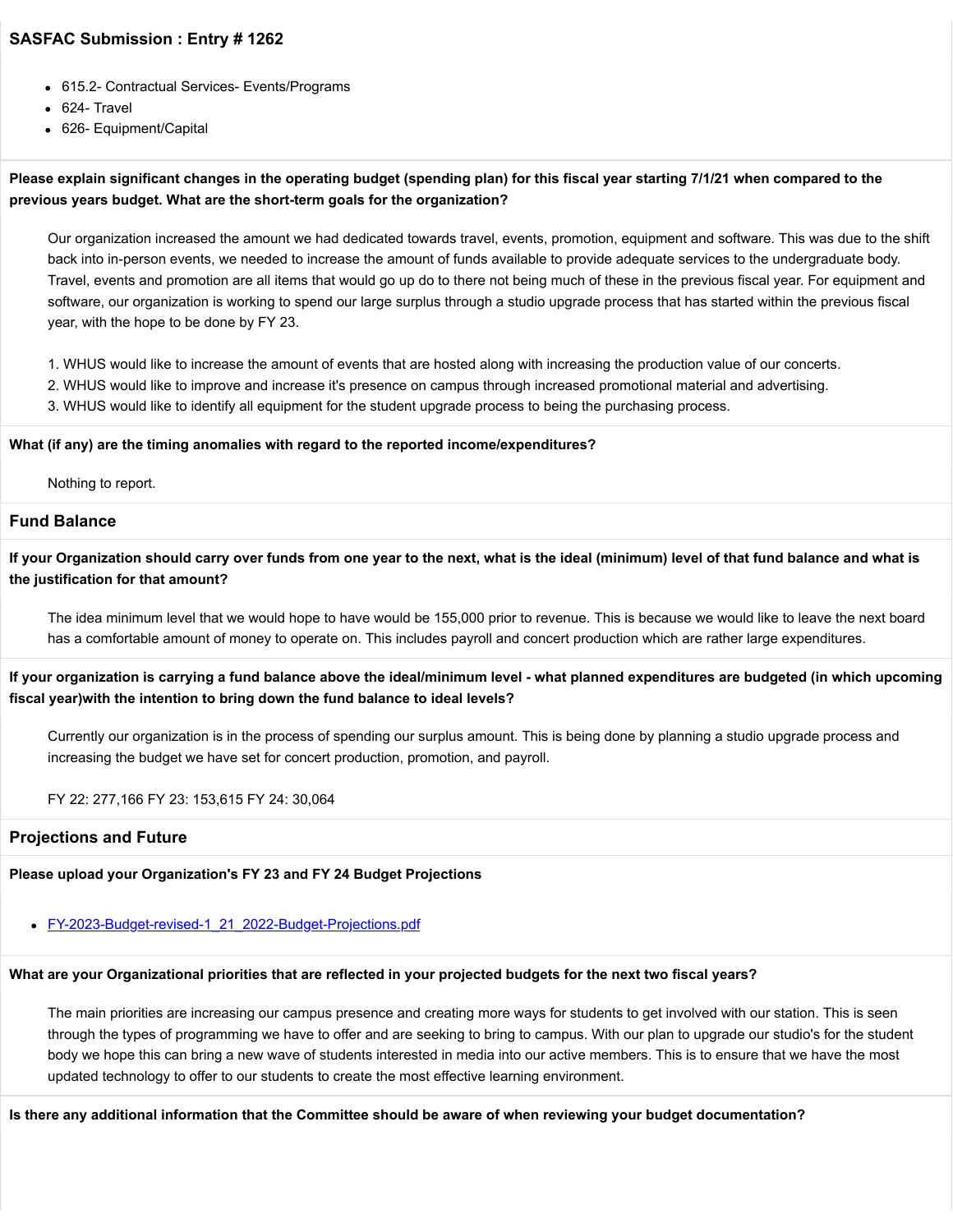**SASFAC Submission : Entry # 1262**

- 615.2- Contractual Services- Events/Programs
- 624- Travel
- 626- Equipment/Capital

**Please explain significant changes in the operating budget (spending plan) for this fiscal year starting 7/1/21 when compared to the previous years budget. What are the short-term goals for the organization?**

Our organization increased the amount we had dedicated towards travel, events, promotion, equipment and software. This was due to the shift back into in-person events, we needed to increase the amount of funds available to provide adequate services to the undergraduate body. Travel, events and promotion are all items that would go up do to there not being much of these in the previous fiscal year. For equipment and software, our organization is working to spend our large surplus through a studio upgrade process that has started within the previous fiscal year, with the hope to be done by FY 23.

1. WHUS would like to increase the amount of events that are hosted along with increasing the production value of our concerts.
2. WHUS would like to improve and increase it's presence on campus through increased promotional material and advertising.
3. WHUS would like to identify all equipment for the student upgrade process to being the purchasing process.

**What (if any) are the timing anomalies with regard to the reported income/expenditures?**

Nothing to report.

## Fund Balance

**If your Organization should carry over funds from one year to the next, what is the ideal (minimum) level of that fund balance and what is the justification for that amount?**

The idea minimum level that we would hope to have would be 155,000 prior to revenue. This is because we would like to leave the next board has a comfortable amount of money to operate on. This includes payroll and concert production which are rather large expenditures.

**If your organization is carrying a fund balance above the ideal/minimum level - what planned expenditures are budgeted (in which upcoming fiscal year)with the intention to bring down the fund balance to ideal levels?**

Currently our organization is in the process of spending our surplus amount. This is being done by planning a studio upgrade process and increasing the budget we have set for concert production, promotion, and payroll.

FY 22: 277,166 FY 23: 153,615 FY 24: 30,064

## Projections and Future

**Please upload your Organization's FY 23 and FY 24 Budget Projections**

- FY-2023-Budget-revised-1_21_2022-Budget-Projections.pdf

**What are your Organizational priorities that are reflected in your projected budgets for the next two fiscal years?**

The main priorities are increasing our campus presence and creating more ways for students to get involved with our station. This is seen through the types of programming we have to offer and are seeking to bring to campus. With our plan to upgrade our studio's for the student body we hope this can bring a new wave of students interested in media into our active members. This is to ensure that we have the most updated technology to offer to our students to create the most effective learning environment.

**Is there any additional information that the Committee should be aware of when reviewing your budget documentation?**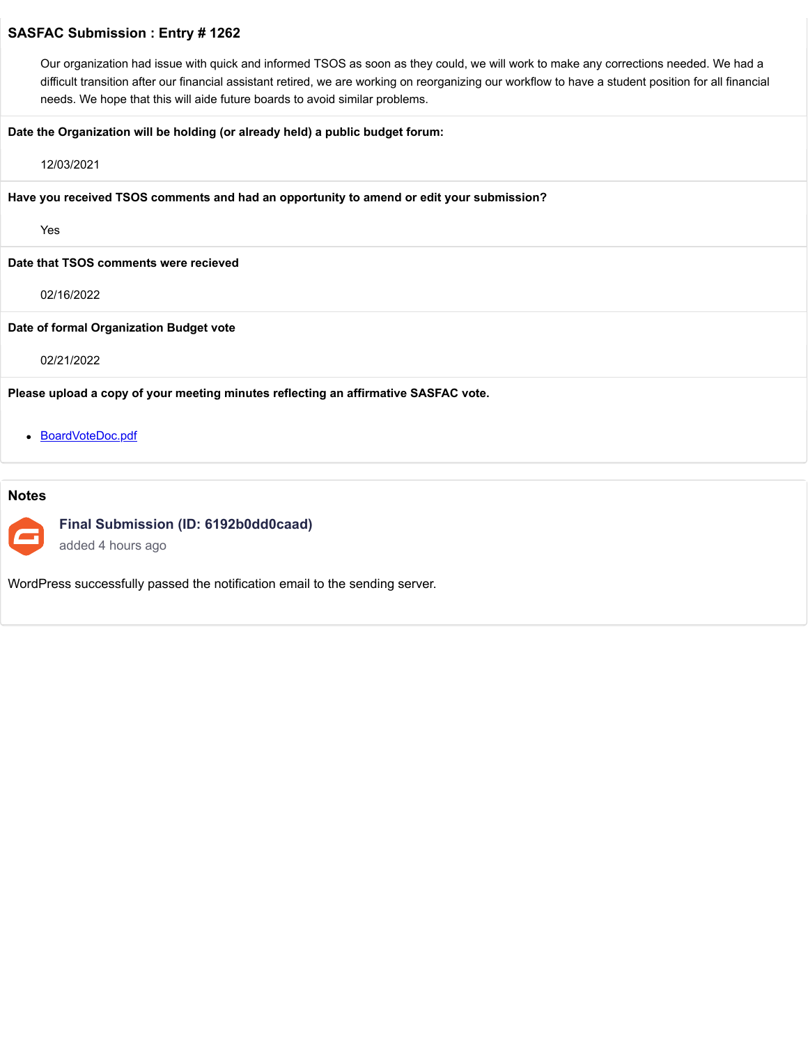## SASFAC Submission : Entry # 1262

Our organization had issue with quick and informed TSOS as soon as they could, we will work to make any corrections needed. We had a difficult transition after our financial assistant retired, we are working on reorganizing our workflow to have a student position for all financial needs. We hope that this will aide future boards to avoid similar problems.

**Date the Organization will be holding (or already held) a public budget forum:**

12/03/2021

**Have you received TSOS comments and had an opportunity to amend or edit your submission?**

Yes

**Date that TSOS comments were recieved**

02/16/2022

**Date of formal Organization Budget vote**

02/21/2022

**Please upload a copy of your meeting minutes reflecting an affirmative SASFAC vote.**

- BoardVoteDoc.pdf

## Notes

**Final Submission (ID: 6192b0dd0caad)**

added 4 hours ago

WordPress successfully passed the notification email to the sending server.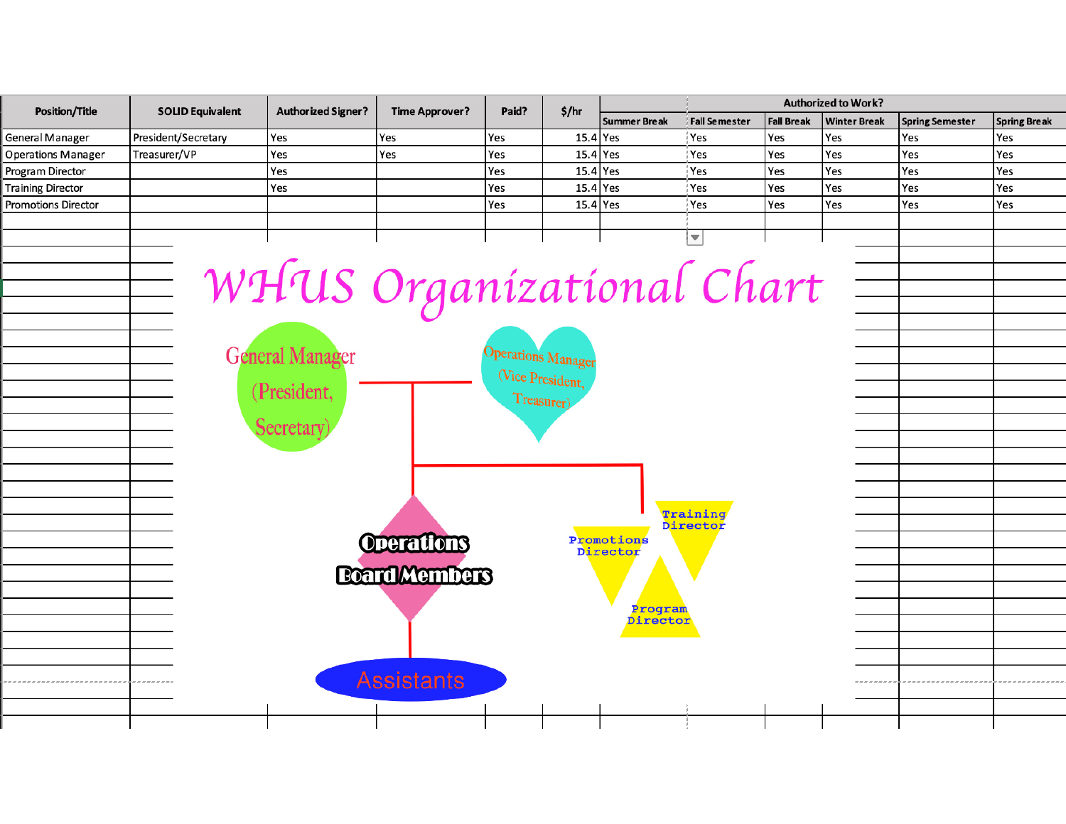| Position/Title | SOLID Equivalent | Authorized Signer? | Time Approver? | Paid? | $/hr | Authorized to Work? | | | | | |
|---|---|---|---|---|---|---|---|---|---|---|---|
| | | | | | | Summer Break | Fall Semester | Fall Break | Winter Break | Spring Semester | Spring Break |
| General Manager | President/Secretary | Yes | Yes | Yes | 15.4 | Yes | Yes | Yes | Yes | Yes | Yes |
| Operations Manager | Treasurer/VP | Yes | Yes | Yes | 15.4 | Yes | Yes | Yes | Yes | Yes | Yes |
| Program Director | | Yes | | Yes | 15.4 | Yes | Yes | Yes | Yes | Yes | Yes |
| Training Director | | Yes | | Yes | 15.4 | Yes | Yes | Yes | Yes | Yes | Yes |
| Promotions Director | | | | Yes | 15.4 | Yes | Yes | Yes | Yes | Yes | Yes |

# WHUS Organizational Chart

- General Manager (President, Secretary)
- Operations Manager (Vice President, Treasurer)
- Operations Board Members
- Assistants
- Promotions Director
- Training Director
- Program Director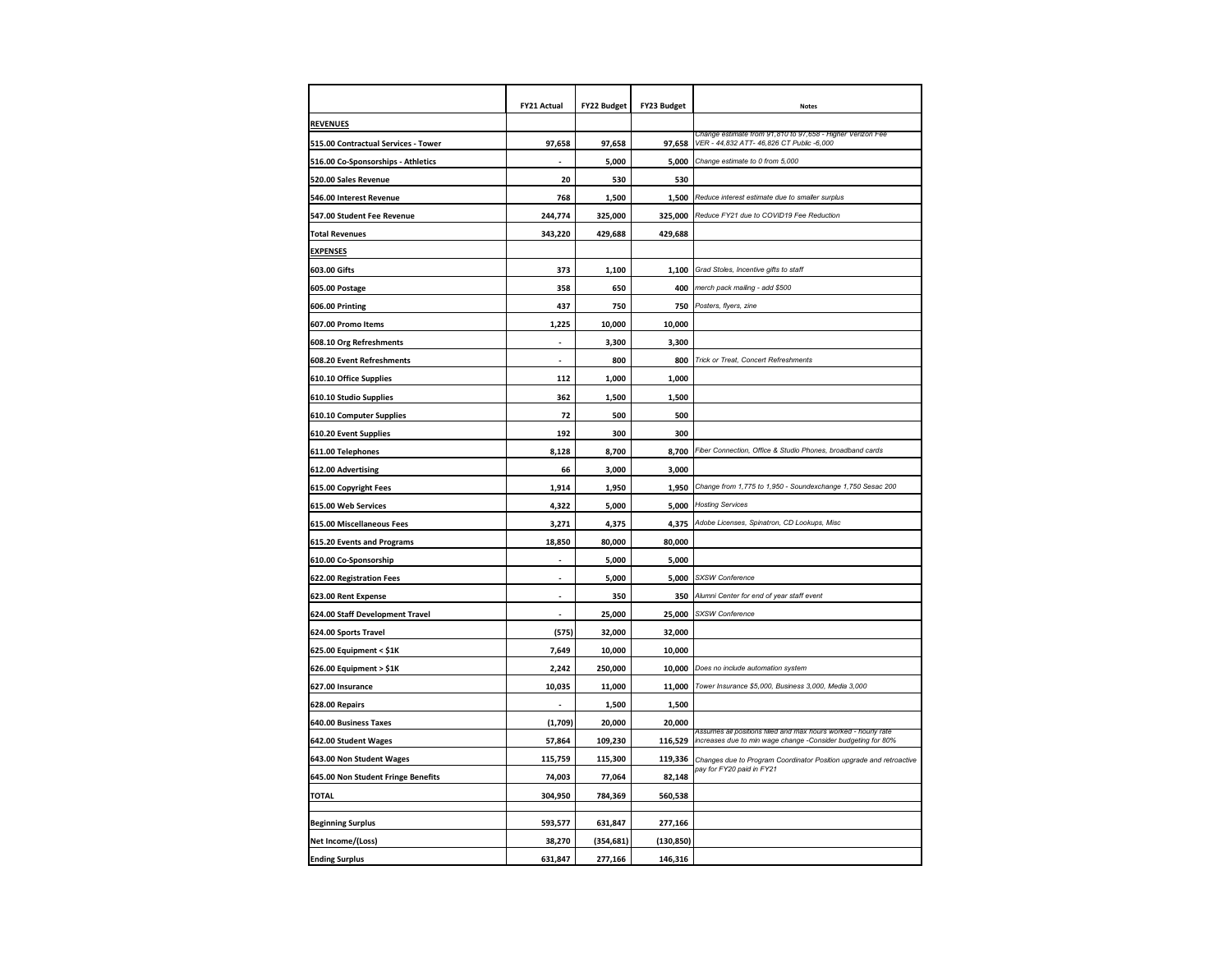| | FY21 Actual | FY22 Budget | FY23 Budget | Notes |
|---|---|---|---|---|
| **REVENUES** | | | | |
| **515.00 Contractual Services - Tower** | 97,658 | 97,658 | 97,658 | *Change estimate from 91,810 to 97,658 - Higher Verizon Fee VER - 44,832 ATT- 46,826 CT Public -6,000* |
| **516.00 Co-Sponsorships - Athletics** | - | 5,000 | 5,000 | *Change estimate to 0 from 5,000* |
| **520.00 Sales Revenue** | 20 | 530 | 530 | |
| **546.00 Interest Revenue** | 768 | 1,500 | 1,500 | *Reduce interest estimate due to smaller surplus* |
| **547.00 Student Fee Revenue** | 244,774 | 325,000 | 325,000 | *Reduce FY21 due to COVID19 Fee Reduction* |
| **Total Revenues** | 343,220 | 429,688 | 429,688 | |
| **EXPENSES** | | | | |
| **603.00 Gifts** | 373 | 1,100 | 1,100 | *Grad Stoles, Incentive gifts to staff* |
| **605.00 Postage** | 358 | 650 | 400 | *merch pack mailing - add $500* |
| **606.00 Printing** | 437 | 750 | 750 | *Posters, flyers, zine* |
| **607.00 Promo Items** | 1,225 | 10,000 | 10,000 | |
| **608.10 Org Refreshments** | - | 3,300 | 3,300 | |
| **608.20 Event Refreshments** | - | 800 | 800 | *Trick or Treat, Concert Refreshments* |
| **610.10 Office Supplies** | 112 | 1,000 | 1,000 | |
| **610.10 Studio Supplies** | 362 | 1,500 | 1,500 | |
| **610.10 Computer Supplies** | 72 | 500 | 500 | |
| **610.20 Event Supplies** | 192 | 300 | 300 | |
| **611.00 Telephones** | 8,128 | 8,700 | 8,700 | *Fiber Connection, Office & Studio Phones, broadband cards* |
| **612.00 Advertising** | 66 | 3,000 | 3,000 | |
| **615.00 Copyright Fees** | 1,914 | 1,950 | 1,950 | *Change from 1,775 to 1,950 - Soundexchange 1,750 Sesac 200* |
| **615.00 Web Services** | 4,322 | 5,000 | 5,000 | *Hosting Services* |
| **615.00 Miscellaneous Fees** | 3,271 | 4,375 | 4,375 | *Adobe Licenses, Spinatron, CD Lookups, Misc* |
| **615.20 Events and Programs** | 18,850 | 80,000 | 80,000 | |
| **610.00 Co-Sponsorship** | - | 5,000 | 5,000 | |
| **622.00 Registration Fees** | - | 5,000 | 5,000 | *SXSW Conference* |
| **623.00 Rent Expense** | - | 350 | 350 | *Alumni Center for end of year staff event* |
| **624.00 Staff Development Travel** | - | 25,000 | 25,000 | *SXSW Conference* |
| **624.00 Sports Travel** | (575) | 32,000 | 32,000 | |
| **625.00 Equipment < $1K** | 7,649 | 10,000 | 10,000 | |
| **626.00 Equipment > $1K** | 2,242 | 250,000 | 10,000 | *Does no include automation system* |
| **627.00 Insurance** | 10,035 | 11,000 | 11,000 | *Tower Insurance $5,000, Business 3,000, Media 3,000* |
| **628.00 Repairs** | - | 1,500 | 1,500 | |
| **640.00 Business Taxes** | (1,709) | 20,000 | 20,000 | |
| **642.00 Student Wages** | 57,864 | 109,230 | 116,529 | *Assumes all positions filled and max hours worked - hourly rate increases due to min wage change -Consider budgeting for 80%* |
| **643.00 Non Student Wages** | 115,759 | 115,300 | 119,336 | *Changes due to Program Coordinator Position upgrade and retroactive pay for FY20 paid in FY21* |
| **645.00 Non Student Fringe Benefits** | 74,003 | 77,064 | 82,148 | |
| **TOTAL** | 304,950 | 784,369 | 560,538 | |
| | | | | |
| **Beginning Surplus** | 593,577 | 631,847 | 277,166 | |
| **Net Income/(Loss)** | 38,270 | (354,681) | (130,850) | |
| **Ending Surplus** | 631,847 | 277,166 | 146,316 | |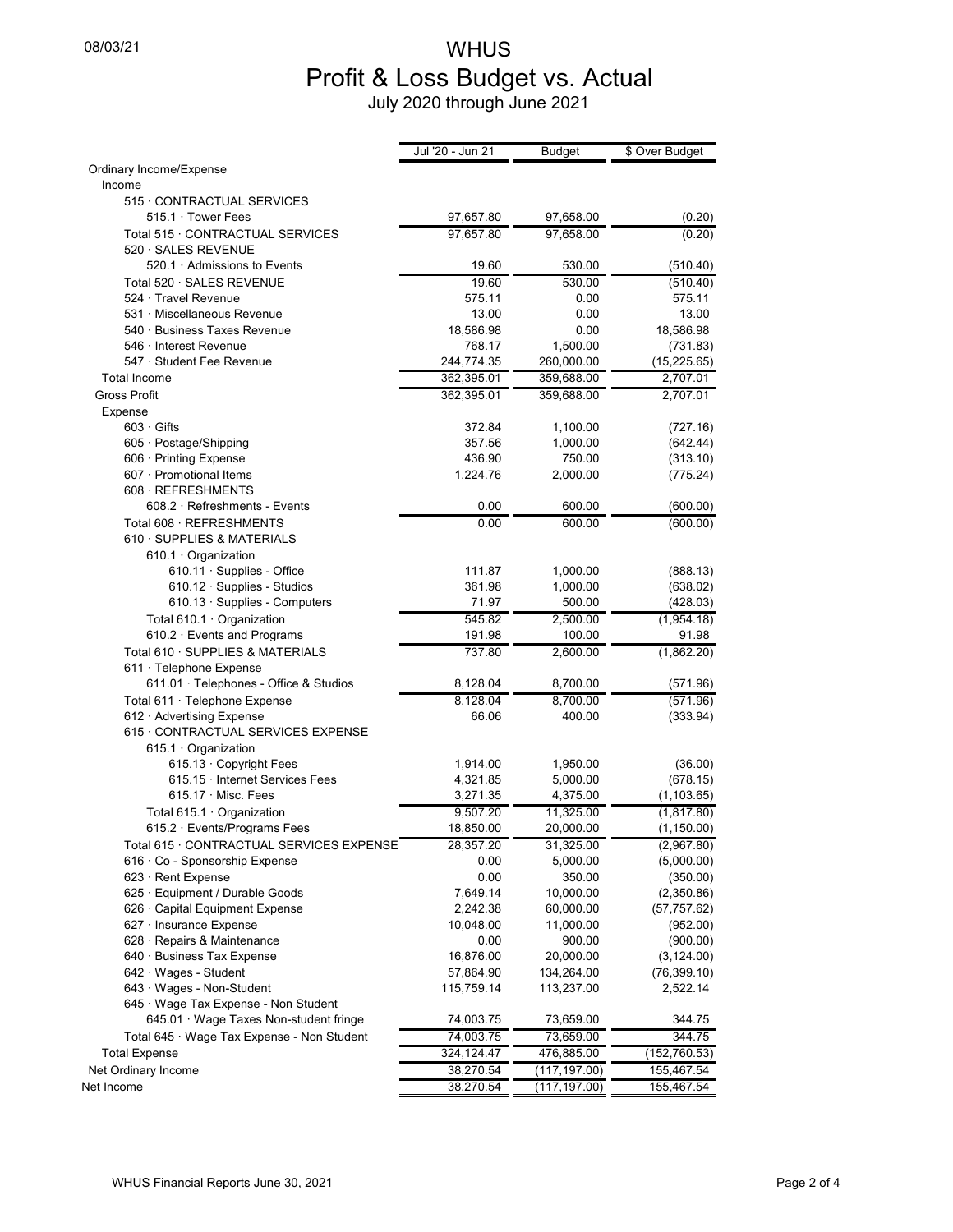08/03/21

# WHUS
## Profit & Loss Budget vs. Actual
### July 2020 through June 2021

| | Jul '20 - Jun 21 | Budget | $ Over Budget |
|---|---|---|---|
| Ordinary Income/Expense | | | |
| Income | | | |
| 515 · CONTRACTUAL SERVICES | | | |
| 515.1 · Tower Fees | 97,657.80 | 97,658.00 | (0.20) |
| Total 515 · CONTRACTUAL SERVICES | 97,657.80 | 97,658.00 | (0.20) |
| 520 · SALES REVENUE | | | |
| 520.1 · Admissions to Events | 19.60 | 530.00 | (510.40) |
| Total 520 · SALES REVENUE | 19.60 | 530.00 | (510.40) |
| 524 · Travel Revenue | 575.11 | 0.00 | 575.11 |
| 531 · Miscellaneous Revenue | 13.00 | 0.00 | 13.00 |
| 540 · Business Taxes Revenue | 18,586.98 | 0.00 | 18,586.98 |
| 546 · Interest Revenue | 768.17 | 1,500.00 | (731.83) |
| 547 · Student Fee Revenue | 244,774.35 | 260,000.00 | (15,225.65) |
| Total Income | 362,395.01 | 359,688.00 | 2,707.01 |
| Gross Profit | 362,395.01 | 359,688.00 | 2,707.01 |
| Expense | | | |
| 603 · Gifts | 372.84 | 1,100.00 | (727.16) |
| 605 · Postage/Shipping | 357.56 | 1,000.00 | (642.44) |
| 606 · Printing Expense | 436.90 | 750.00 | (313.10) |
| 607 · Promotional Items | 1,224.76 | 2,000.00 | (775.24) |
| 608 · REFRESHMENTS | | | |
| 608.2 · Refreshments - Events | 0.00 | 600.00 | (600.00) |
| Total 608 · REFRESHMENTS | 0.00 | 600.00 | (600.00) |
| 610 · SUPPLIES & MATERIALS | | | |
| 610.1 · Organization | | | |
| 610.11 · Supplies - Office | 111.87 | 1,000.00 | (888.13) |
| 610.12 · Supplies - Studios | 361.98 | 1,000.00 | (638.02) |
| 610.13 · Supplies - Computers | 71.97 | 500.00 | (428.03) |
| Total 610.1 · Organization | 545.82 | 2,500.00 | (1,954.18) |
| 610.2 · Events and Programs | 191.98 | 100.00 | 91.98 |
| Total 610 · SUPPLIES & MATERIALS | 737.80 | 2,600.00 | (1,862.20) |
| 611 · Telephone Expense | | | |
| 611.01 · Telephones - Office & Studios | 8,128.04 | 8,700.00 | (571.96) |
| Total 611 · Telephone Expense | 8,128.04 | 8,700.00 | (571.96) |
| 612 · Advertising Expense | 66.06 | 400.00 | (333.94) |
| 615 · CONTRACTUAL SERVICES EXPENSE | | | |
| 615.1 · Organization | | | |
| 615.13 · Copyright Fees | 1,914.00 | 1,950.00 | (36.00) |
| 615.15 · Internet Services Fees | 4,321.85 | 5,000.00 | (678.15) |
| 615.17 · Misc. Fees | 3,271.35 | 4,375.00 | (1,103.65) |
| Total 615.1 · Organization | 9,507.20 | 11,325.00 | (1,817.80) |
| 615.2 · Events/Programs Fees | 18,850.00 | 20,000.00 | (1,150.00) |
| Total 615 · CONTRACTUAL SERVICES EXPENSE | 28,357.20 | 31,325.00 | (2,967.80) |
| 616 · Co - Sponsorship Expense | 0.00 | 5,000.00 | (5,000.00) |
| 623 · Rent Expense | 0.00 | 350.00 | (350.00) |
| 625 · Equipment / Durable Goods | 7,649.14 | 10,000.00 | (2,350.86) |
| 626 · Capital Equipment Expense | 2,242.38 | 60,000.00 | (57,757.62) |
| 627 · Insurance Expense | 10,048.00 | 11,000.00 | (952.00) |
| 628 · Repairs & Maintenance | 0.00 | 900.00 | (900.00) |
| 640 · Business Tax Expense | 16,876.00 | 20,000.00 | (3,124.00) |
| 642 · Wages - Student | 57,864.90 | 134,264.00 | (76,399.10) |
| 643 · Wages - Non-Student | 115,759.14 | 113,237.00 | 2,522.14 |
| 645 · Wage Tax Expense - Non Student | | | |
| 645.01 · Wage Taxes Non-student fringe | 74,003.75 | 73,659.00 | 344.75 |
| Total 645 · Wage Tax Expense - Non Student | 74,003.75 | 73,659.00 | 344.75 |
| Total Expense | 324,124.47 | 476,885.00 | (152,760.53) |
| Net Ordinary Income | 38,270.54 | (117,197.00) | 155,467.54 |
| Net Income | 38,270.54 | (117,197.00) | 155,467.54 |

WHUS Financial Reports June 30, 2021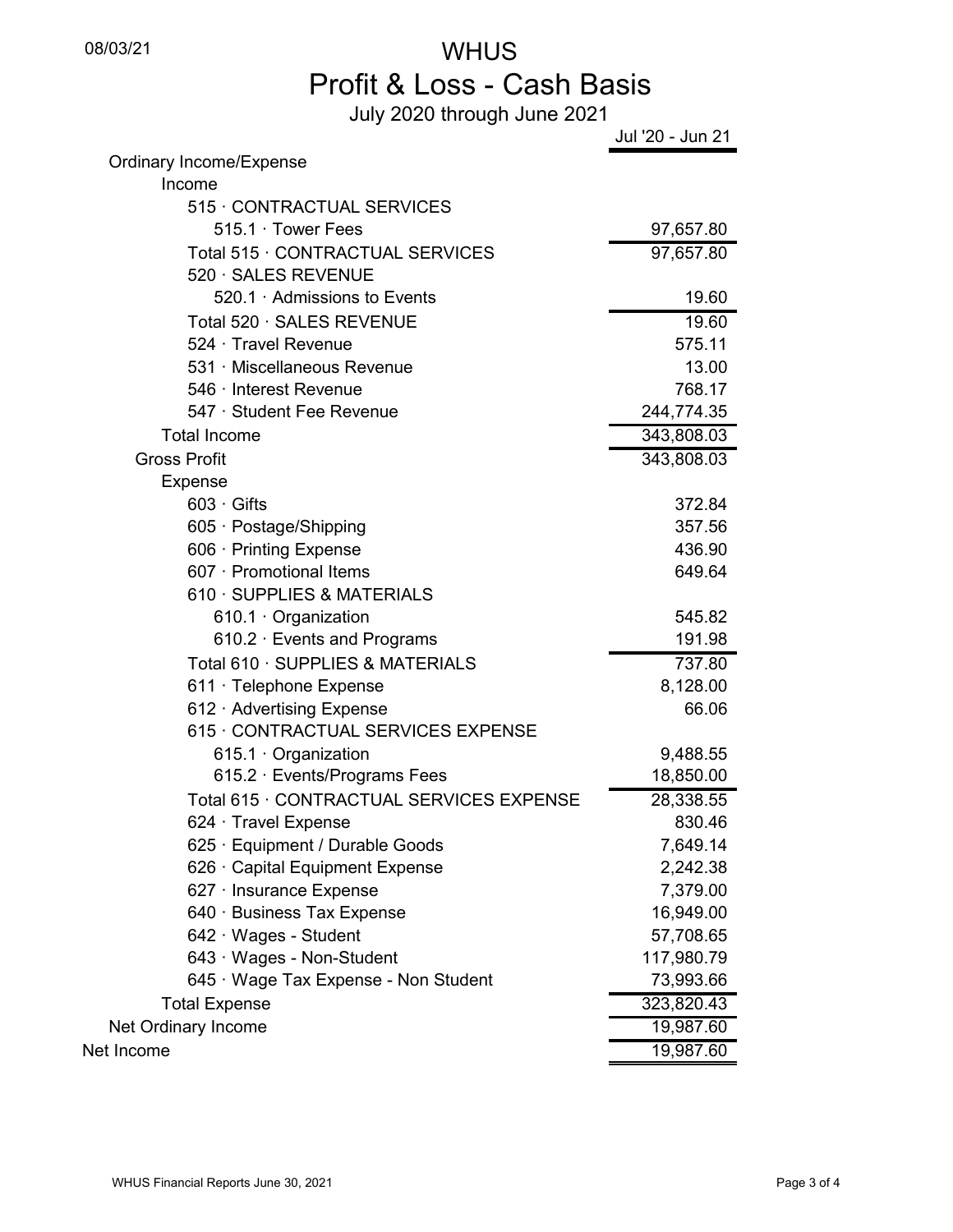08/03/21

# WHUS

## Profit & Loss - Cash Basis

July 2020 through June 2021

| | Jul '20 - Jun 21 |
|---|---|
| Ordinary Income/Expense | |
| Income | |
| 515 · CONTRACTUAL SERVICES | |
| 515.1 · Tower Fees | 97,657.80 |
| Total 515 · CONTRACTUAL SERVICES | 97,657.80 |
| 520 · SALES REVENUE | |
| 520.1 · Admissions to Events | 19.60 |
| Total 520 · SALES REVENUE | 19.60 |
| 524 · Travel Revenue | 575.11 |
| 531 · Miscellaneous Revenue | 13.00 |
| 546 · Interest Revenue | 768.17 |
| 547 · Student Fee Revenue | 244,774.35 |
| Total Income | 343,808.03 |
| Gross Profit | 343,808.03 |
| Expense | |
| 603 · Gifts | 372.84 |
| 605 · Postage/Shipping | 357.56 |
| 606 · Printing Expense | 436.90 |
| 607 · Promotional Items | 649.64 |
| 610 · SUPPLIES & MATERIALS | |
| 610.1 · Organization | 545.82 |
| 610.2 · Events and Programs | 191.98 |
| Total 610 · SUPPLIES & MATERIALS | 737.80 |
| 611 · Telephone Expense | 8,128.00 |
| 612 · Advertising Expense | 66.06 |
| 615 · CONTRACTUAL SERVICES EXPENSE | |
| 615.1 · Organization | 9,488.55 |
| 615.2 · Events/Programs Fees | 18,850.00 |
| Total 615 · CONTRACTUAL SERVICES EXPENSE | 28,338.55 |
| 624 · Travel Expense | 830.46 |
| 625 · Equipment / Durable Goods | 7,649.14 |
| 626 · Capital Equipment Expense | 2,242.38 |
| 627 · Insurance Expense | 7,379.00 |
| 640 · Business Tax Expense | 16,949.00 |
| 642 · Wages - Student | 57,708.65 |
| 643 · Wages - Non-Student | 117,980.79 |
| 645 · Wage Tax Expense - Non Student | 73,993.66 |
| Total Expense | 323,820.43 |
| Net Ordinary Income | 19,987.60 |
| Net Income | 19,987.60 |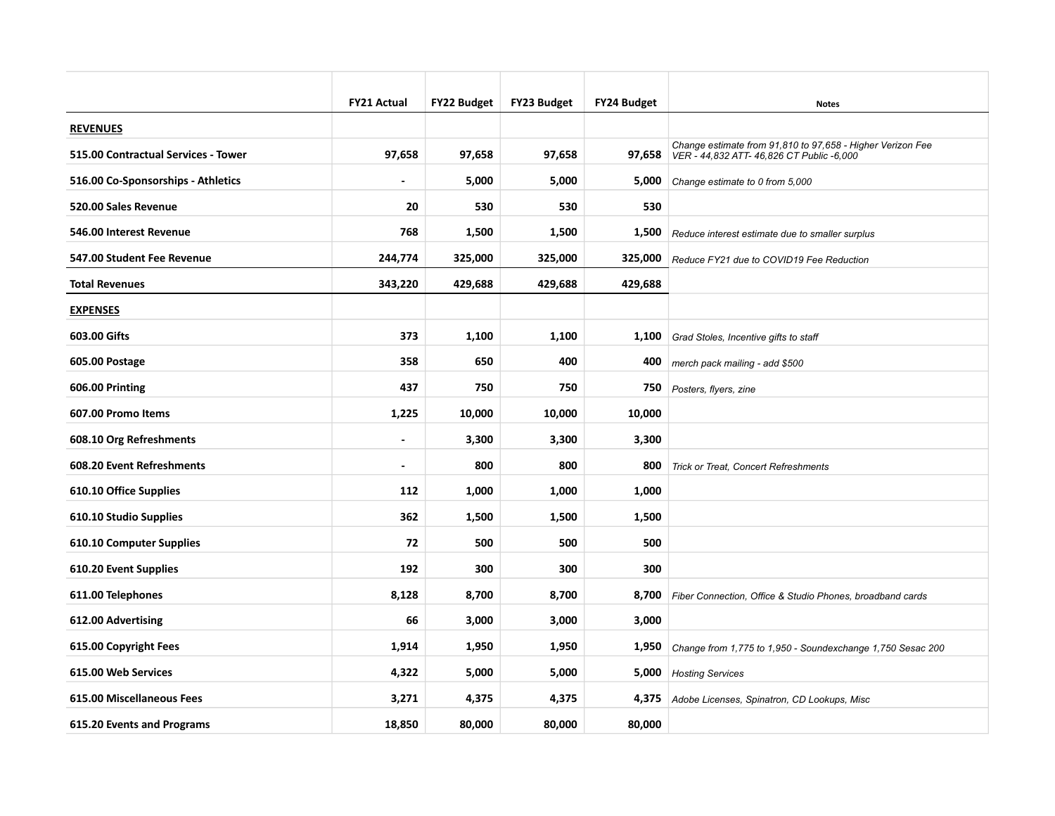| | FY21 Actual | FY22 Budget | FY23 Budget | FY24 Budget | Notes |
|---|---|---|---|---|---|
| **REVENUES** | | | | | |
| **515.00 Contractual Services - Tower** | **97,658** | **97,658** | **97,658** | **97,658** | *Change estimate from 91,810 to 97,658 - Higher Verizon Fee VER - 44,832 ATT- 46,826 CT Public -6,000* |
| **516.00 Co-Sponsorships - Athletics** | **-** | **5,000** | **5,000** | **5,000** | *Change estimate to 0 from 5,000* |
| **520.00 Sales Revenue** | **20** | **530** | **530** | **530** | |
| **546.00 Interest Revenue** | **768** | **1,500** | **1,500** | **1,500** | *Reduce interest estimate due to smaller surplus* |
| **547.00 Student Fee Revenue** | **244,774** | **325,000** | **325,000** | **325,000** | *Reduce FY21 due to COVID19 Fee Reduction* |
| **Total Revenues** | **343,220** | **429,688** | **429,688** | **429,688** | |
| **EXPENSES** | | | | | |
| **603.00 Gifts** | **373** | **1,100** | **1,100** | **1,100** | *Grad Stoles, Incentive gifts to staff* |
| **605.00 Postage** | **358** | **650** | **400** | **400** | *merch pack mailing - add $500* |
| **606.00 Printing** | **437** | **750** | **750** | **750** | *Posters, flyers, zine* |
| **607.00 Promo Items** | **1,225** | **10,000** | **10,000** | **10,000** | |
| **608.10 Org Refreshments** | **-** | **3,300** | **3,300** | **3,300** | |
| **608.20 Event Refreshments** | **-** | **800** | **800** | **800** | *Trick or Treat, Concert Refreshments* |
| **610.10 Office Supplies** | **112** | **1,000** | **1,000** | **1,000** | |
| **610.10 Studio Supplies** | **362** | **1,500** | **1,500** | **1,500** | |
| **610.10 Computer Supplies** | **72** | **500** | **500** | **500** | |
| **610.20 Event Supplies** | **192** | **300** | **300** | **300** | |
| **611.00 Telephones** | **8,128** | **8,700** | **8,700** | **8,700** | *Fiber Connection, Office & Studio Phones, broadband cards* |
| **612.00 Advertising** | **66** | **3,000** | **3,000** | **3,000** | |
| **615.00 Copyright Fees** | **1,914** | **1,950** | **1,950** | **1,950** | *Change from 1,775 to 1,950 - Soundexchange 1,750 Sesac 200* |
| **615.00 Web Services** | **4,322** | **5,000** | **5,000** | **5,000** | *Hosting Services* |
| **615.00 Miscellaneous Fees** | **3,271** | **4,375** | **4,375** | **4,375** | *Adobe Licenses, Spinatron, CD Lookups, Misc* |
| **615.20 Events and Programs** | **18,850** | **80,000** | **80,000** | **80,000** | |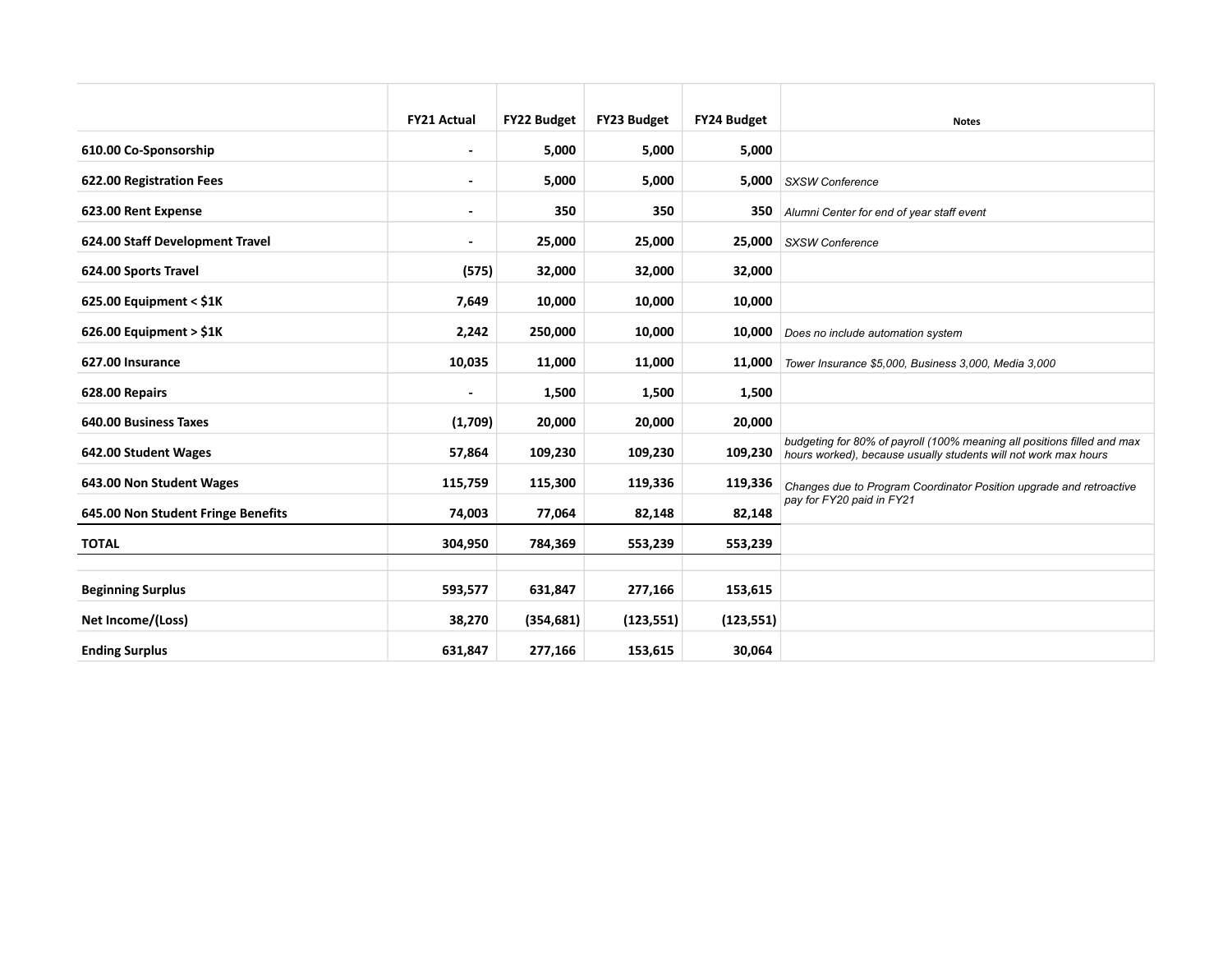| | FY21 Actual | FY22 Budget | FY23 Budget | FY24 Budget | Notes |
|---|---|---|---|---|---|
| **610.00 Co-Sponsorship** | - | 5,000 | 5,000 | 5,000 | |
| **622.00 Registration Fees** | - | 5,000 | 5,000 | 5,000 | *SXSW Conference* |
| **623.00 Rent Expense** | - | 350 | 350 | 350 | *Alumni Center for end of year staff event* |
| **624.00 Staff Development Travel** | - | 25,000 | 25,000 | 25,000 | *SXSW Conference* |
| **624.00 Sports Travel** | (575) | 32,000 | 32,000 | 32,000 | |
| **625.00 Equipment < $1K** | 7,649 | 10,000 | 10,000 | 10,000 | |
| **626.00 Equipment > $1K** | 2,242 | 250,000 | 10,000 | 10,000 | *Does no include automation system* |
| **627.00 Insurance** | 10,035 | 11,000 | 11,000 | 11,000 | *Tower Insurance $5,000, Business 3,000, Media 3,000* |
| **628.00 Repairs** | - | 1,500 | 1,500 | 1,500 | |
| **640.00 Business Taxes** | (1,709) | 20,000 | 20,000 | 20,000 | |
| **642.00 Student Wages** | 57,864 | 109,230 | 109,230 | 109,230 | *budgeting for 80% of payroll (100% meaning all positions filled and max hours worked), because usually students will not work max hours* |
| **643.00 Non Student Wages** | 115,759 | 115,300 | 119,336 | 119,336 | *Changes due to Program Coordinator Position upgrade and retroactive pay for FY20 paid in FY21* |
| **645.00 Non Student Fringe Benefits** | 74,003 | 77,064 | 82,148 | 82,148 | |
| **TOTAL** | 304,950 | 784,369 | 553,239 | 553,239 | |
| | | | | | |
| **Beginning Surplus** | 593,577 | 631,847 | 277,166 | 153,615 | |
| **Net Income/(Loss)** | 38,270 | (354,681) | (123,551) | (123,551) | |
| **Ending Surplus** | 631,847 | 277,166 | 153,615 | 30,064 | |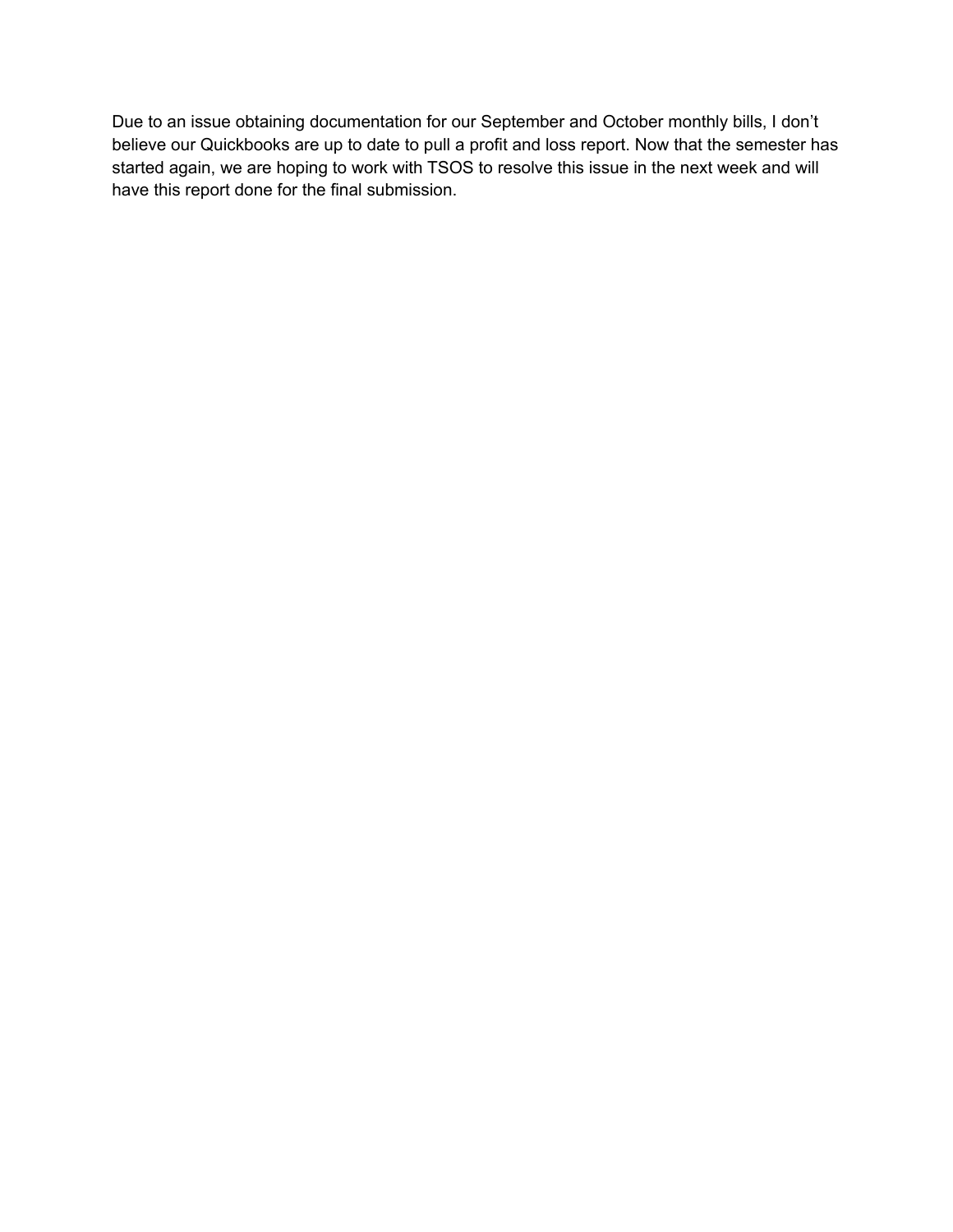Due to an issue obtaining documentation for our September and October monthly bills, I don't believe our Quickbooks are up to date to pull a profit and loss report. Now that the semester has started again, we are hoping to work with TSOS to resolve this issue in the next week and will have this report done for the final submission.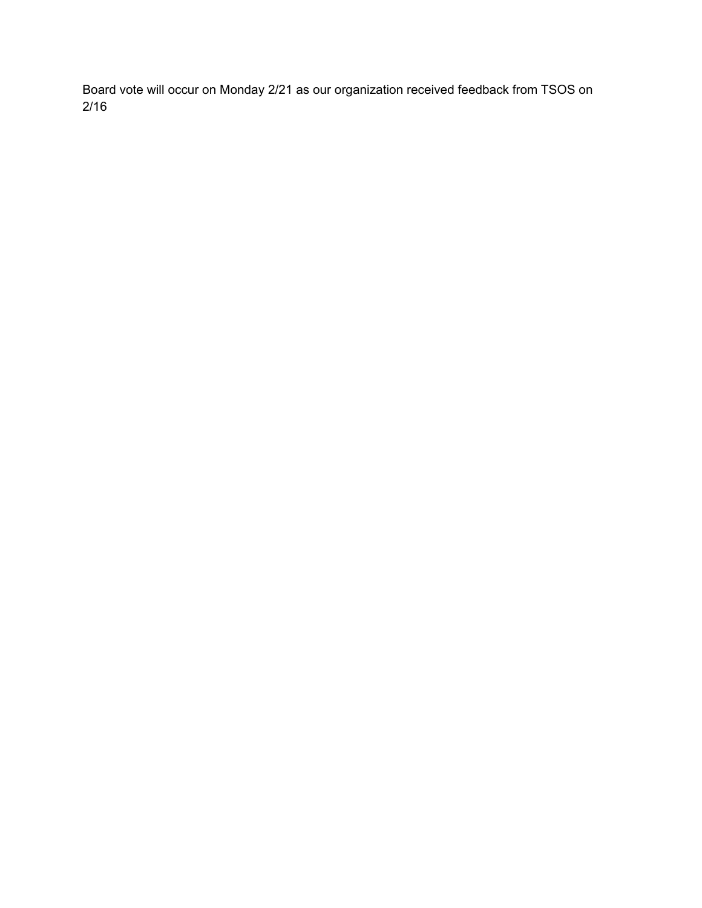Board vote will occur on Monday 2/21 as our organization received feedback from TSOS on 2/16